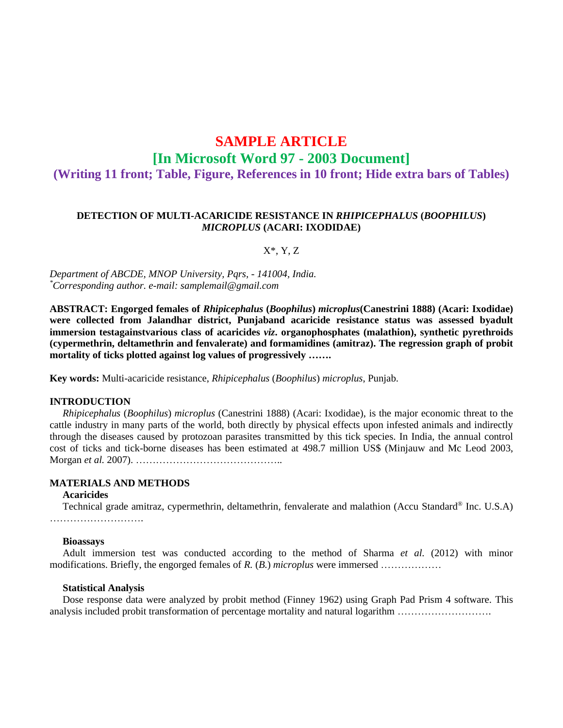# SAMPLE ARTICLE

## [In Microsoft Word 97 - 2003 Document]

### (Writing 11 front; Table, Figure, References in 10 front; Hide extra bars of Tables)

**DETECTION OF MULTI-ACARICIDE RESISTANCE IN *RHIPICEPHALUS* (*BOOPHILUS*) *MICROPLUS* (ACARI: IXODIDAE)**

X*, Y, Z

*Department of ABCDE, MNOP University, Pqrs, - 141004, India.*
*[*]Corresponding author. e-mail: samplemail@gmail.com*

**ABSTRACT: Engorged females of *Rhipicephalus* (*Boophilus*) *microplus*(Canestrini 1888) (Acari: Ixodidae) were collected from Jalandhar district, Punjaband acaricide resistance status was assessed byadult immersion testagainstvarious class of acaricides *viz*. organophosphates (malathion), synthetic pyrethroids (cypermethrin, deltamethrin and fenvalerate) and formamidines (amitraz). The regression graph of probit mortality of ticks plotted against log values of progressively …….**

**Key words:** Multi-acaricide resistance, *Rhipicephalus* (*Boophilus*) *microplus*, Punjab.

**INTRODUCTION**

*Rhipicephalus* (*Boophilus*) *microplus* (Canestrini 1888) (Acari: Ixodidae), is the major economic threat to the cattle industry in many parts of the world, both directly by physical effects upon infested animals and indirectly through the diseases caused by protozoan parasites transmitted by this tick species. In India, the annual control cost of ticks and tick-borne diseases has been estimated at 498.7 million US$ (Minjauw and Mc Leod 2003, Morgan *et al.* 2007). ……………………………………..

**MATERIALS AND METHODS**

**Acaricides**

Technical grade amitraz, cypermethrin, deltamethrin, fenvalerate and malathion (Accu Standard® Inc. U.S.A) ……………………….

**Bioassays**

Adult immersion test was conducted according to the method of Sharma *et al.* (2012) with minor modifications. Briefly, the engorged females of *R.* (*B.*) *microplus* were immersed ………………

**Statistical Analysis**

Dose response data were analyzed by probit method (Finney 1962) using Graph Pad Prism 4 software. This analysis included probit transformation of percentage mortality and natural logarithm ……………………….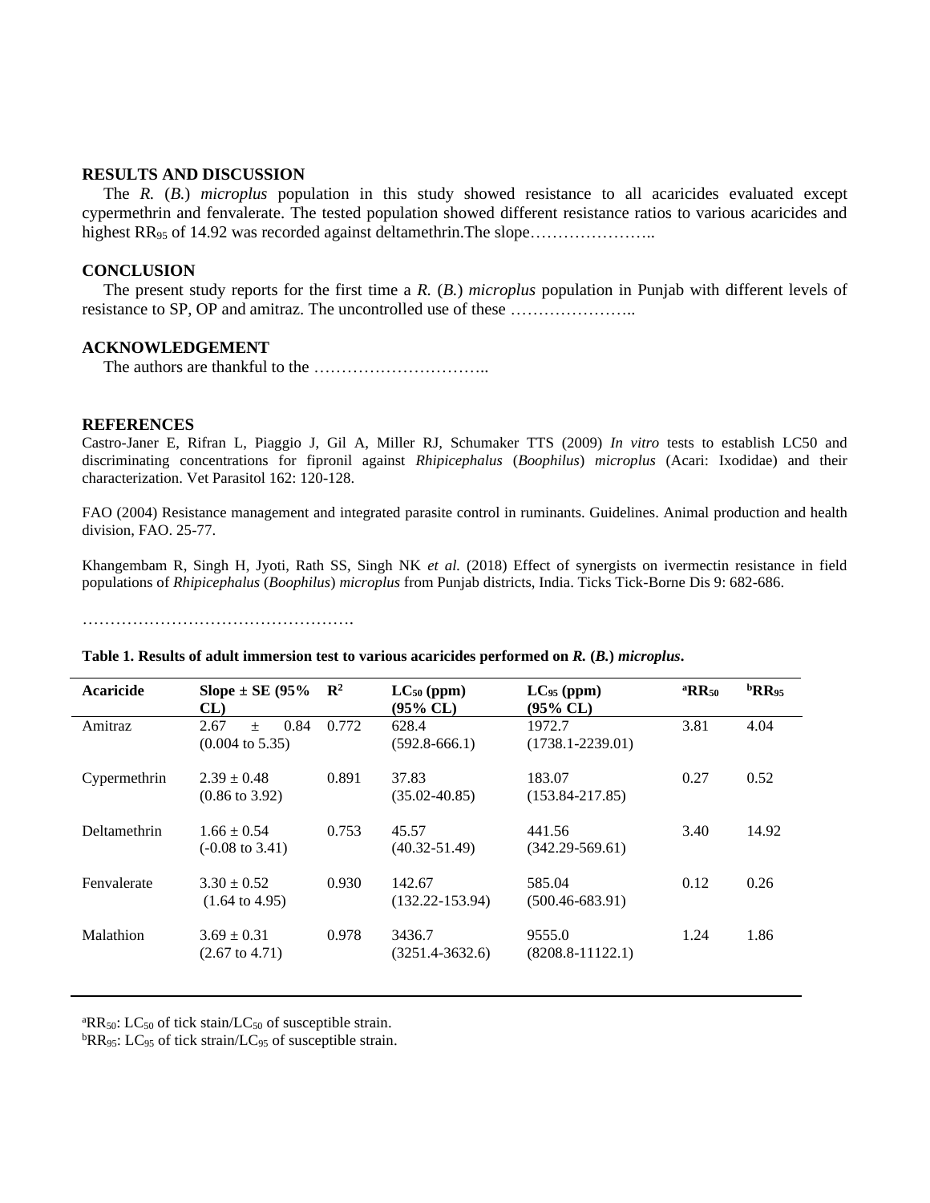## RESULTS AND DISCUSSION

The *R.* (*B.*) *microplus* population in this study showed resistance to all acaricides evaluated except cypermethrin and fenvalerate. The tested population showed different resistance ratios to various acaricides and highest $RR_{95}$ of 14.92 was recorded against deltamethrin.The slope…………………..

## CONCLUSION

The present study reports for the first time a *R.* (*B.*) *microplus* population in Punjab with different levels of resistance to SP, OP and amitraz. The uncontrolled use of these …………………..

## ACKNOWLEDGEMENT

The authors are thankful to the …………………………..

## REFERENCES

Castro-Janer E, Rifran L, Piaggio J, Gil A, Miller RJ, Schumaker TTS (2009) *In vitro* tests to establish LC50 and discriminating concentrations for fipronil against *Rhipicephalus* (*Boophilus*) *microplus* (Acari: Ixodidae) and their characterization. Vet Parasitol 162: 120-128.

FAO (2004) Resistance management and integrated parasite control in ruminants. Guidelines. Animal production and health division, FAO. 25-77.

Khangembam R, Singh H, Jyoti, Rath SS, Singh NK *et al.* (2018) Effect of synergists on ivermectin resistance in field populations of *Rhipicephalus* (*Boophilus*) *microplus* from Punjab districts, India. Ticks Tick-Borne Dis 9: 682-686.

………………………………………….

**Table 1. Results of adult immersion test to various acaricides performed on *R.* (*B.*) *microplus*.**

| Acaricide | Slope ± SE (95% CL) | $R^2$ | $LC_{50}$ (ppm) (95% CL) | $LC_{95}$ (ppm) (95% CL) | $^aRR_{50}$ | $^bRR_{95}$ |
|---|---|---|---|---|---|---|
| Amitraz | 2.67 ± 0.84 (0.004 to 5.35) | 0.772 | 628.4 (592.8-666.1) | 1972.7 (1738.1-2239.01) | 3.81 | 4.04 |
| Cypermethrin | 2.39 ± 0.48 (0.86 to 3.92) | 0.891 | 37.83 (35.02-40.85) | 183.07 (153.84-217.85) | 0.27 | 0.52 |
| Deltamethrin | 1.66 ± 0.54 (-0.08 to 3.41) | 0.753 | 45.57 (40.32-51.49) | 441.56 (342.29-569.61) | 3.40 | 14.92 |
| Fenvalerate | 3.30 ± 0.52 (1.64 to 4.95) | 0.930 | 142.67 (132.22-153.94) | 585.04 (500.46-683.91) | 0.12 | 0.26 |
| Malathion | 3.69 ± 0.31 (2.67 to 4.71) | 0.978 | 3436.7 (3251.4-3632.6) | 9555.0 (8208.8-11122.1) | 1.24 | 1.86 |

$^aRR_{50}$: $LC_{50}$ of tick stain/$LC_{50}$ of susceptible strain.
$^bRR_{95}$: $LC_{95}$ of tick strain/$LC_{95}$ of susceptible strain.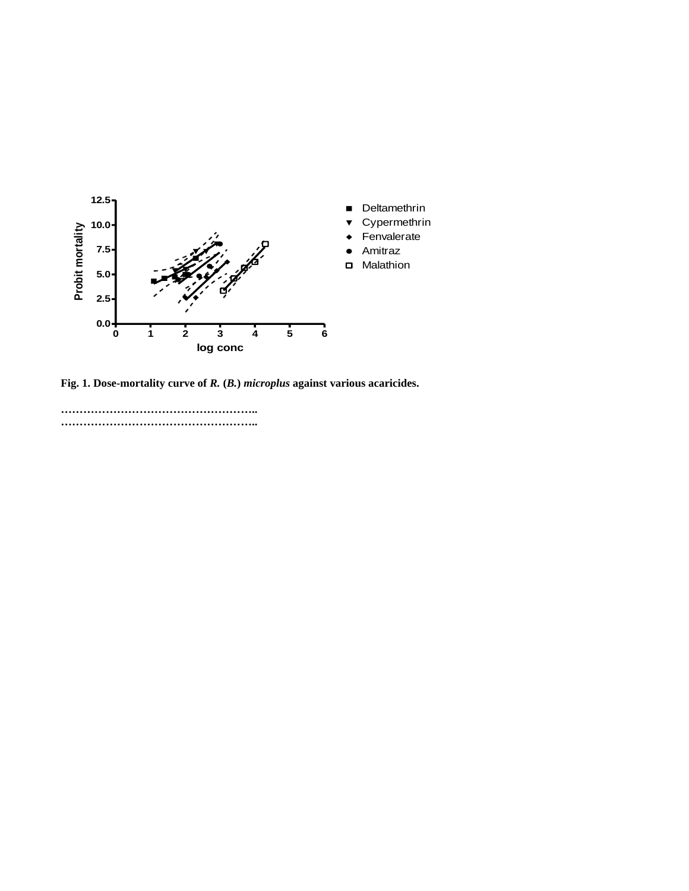12.5
10.0
7.5
5.0
2.5
0.0

Probit mortality

0 1 2 3 4 5 6

log conc

Deltamethrin
Cypermethrin
Fenvalerate
Amitraz
Malathion

**Fig. 1. Dose-mortality curve of *R.* (*B.*) *microplus* against various acaricides.**

**……………………………………………..**
**……………………………………………..**